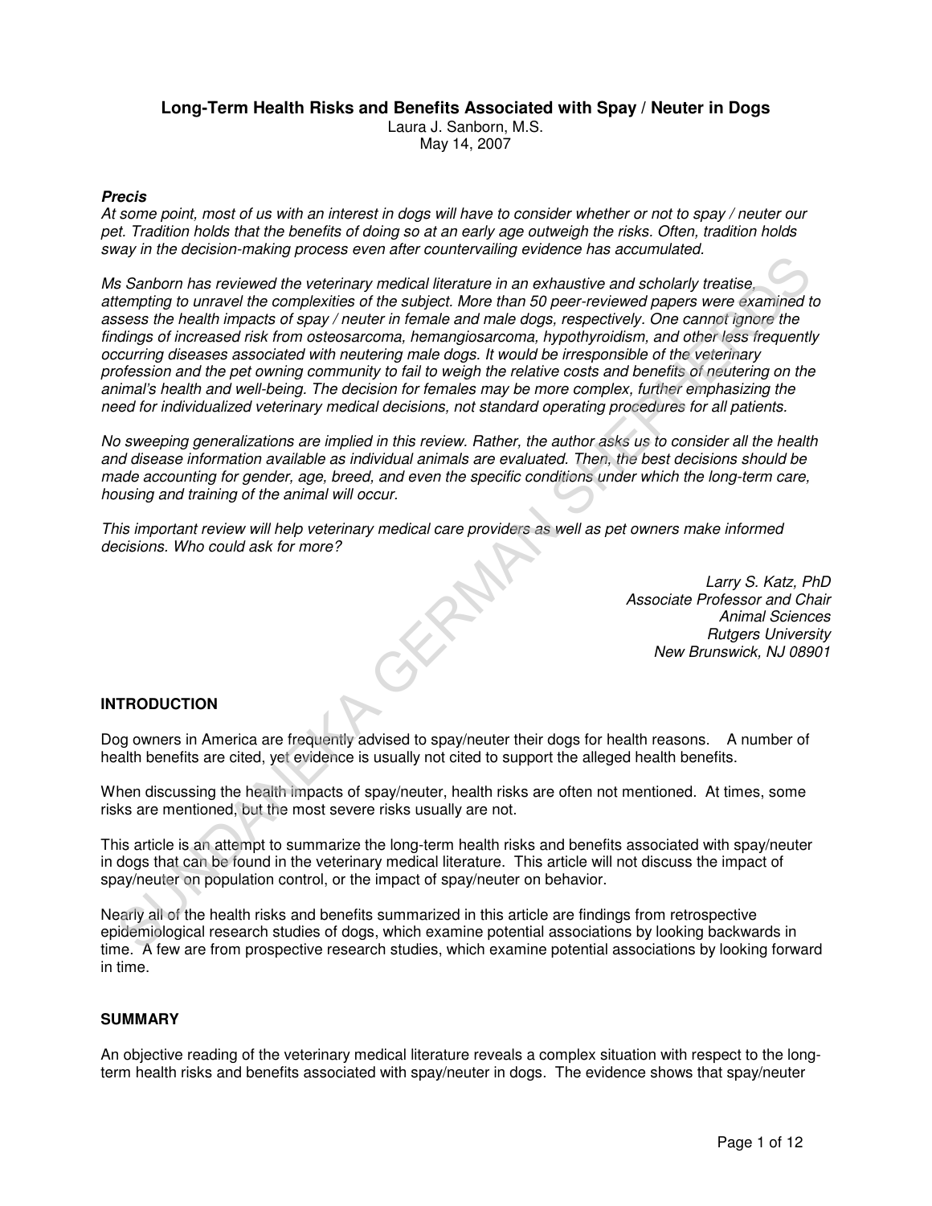# Long-Term Health Risks and Benefits Associated with Spay / Neuter in Dogs

Laura J. Sanborn, M.S.
May 14, 2007

***Precis***

*At some point, most of us with an interest in dogs will have to consider whether or not to spay / neuter our pet. Tradition holds that the benefits of doing so at an early age outweigh the risks. Often, tradition holds sway in the decision-making process even after countervailing evidence has accumulated.*

*Ms Sanborn has reviewed the veterinary medical literature in an exhaustive and scholarly treatise, attempting to unravel the complexities of the subject. More than 50 peer-reviewed papers were examined to assess the health impacts of spay / neuter in female and male dogs, respectively. One cannot ignore the findings of increased risk from osteosarcoma, hemangiosarcoma, hypothyroidism, and other less frequently occurring diseases associated with neutering male dogs. It would be irresponsible of the veterinary profession and the pet owning community to fail to weigh the relative costs and benefits of neutering on the animal's health and well-being. The decision for females may be more complex, further emphasizing the need for individualized veterinary medical decisions, not standard operating procedures for all patients.*

*No sweeping generalizations are implied in this review. Rather, the author asks us to consider all the health and disease information available as individual animals are evaluated. Then, the best decisions should be made accounting for gender, age, breed, and even the specific conditions under which the long-term care, housing and training of the animal will occur.*

*This important review will help veterinary medical care providers as well as pet owners make informed decisions. Who could ask for more?*

*Larry S. Katz, PhD*
*Associate Professor and Chair*
*Animal Sciences*
*Rutgers University*
*New Brunswick, NJ 08901*

## INTRODUCTION

Dog owners in America are frequently advised to spay/neuter their dogs for health reasons. A number of health benefits are cited, yet evidence is usually not cited to support the alleged health benefits.

When discussing the health impacts of spay/neuter, health risks are often not mentioned. At times, some risks are mentioned, but the most severe risks usually are not.

This article is an attempt to summarize the long-term health risks and benefits associated with spay/neuter in dogs that can be found in the veterinary medical literature. This article will not discuss the impact of spay/neuter on population control, or the impact of spay/neuter on behavior.

Nearly all of the health risks and benefits summarized in this article are findings from retrospective epidemiological research studies of dogs, which examine potential associations by looking backwards in time. A few are from prospective research studies, which examine potential associations by looking forward in time.

## SUMMARY

An objective reading of the veterinary medical literature reveals a complex situation with respect to the long-term health risks and benefits associated with spay/neuter in dogs. The evidence shows that spay/neuter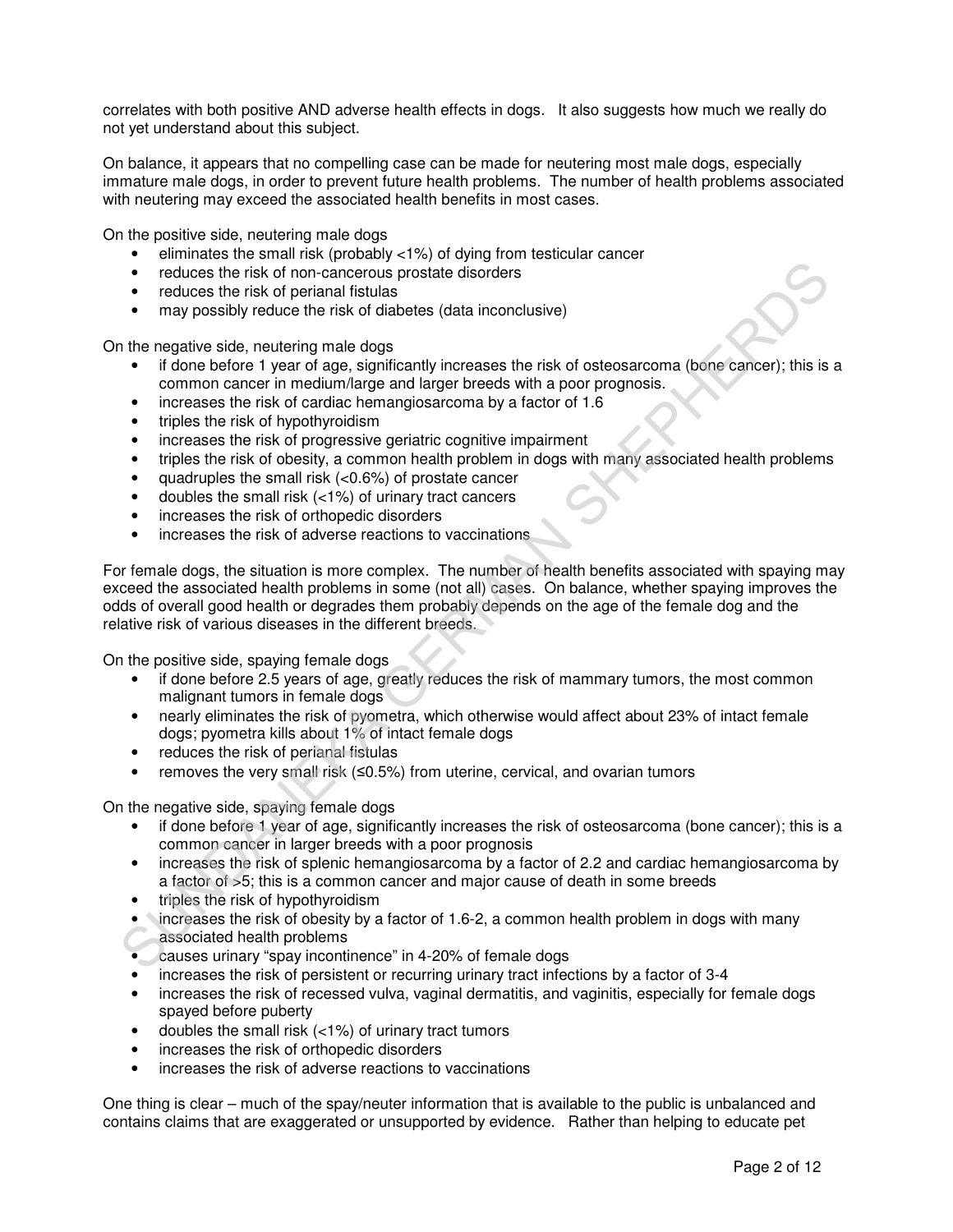correlates with both positive AND adverse health effects in dogs. It also suggests how much we really do not yet understand about this subject.

On balance, it appears that no compelling case can be made for neutering most male dogs, especially immature male dogs, in order to prevent future health problems. The number of health problems associated with neutering may exceed the associated health benefits in most cases.

On the positive side, neutering male dogs

- eliminates the small risk (probably <1%) of dying from testicular cancer
- reduces the risk of non-cancerous prostate disorders
- reduces the risk of perianal fistulas
- may possibly reduce the risk of diabetes (data inconclusive)

On the negative side, neutering male dogs

- if done before 1 year of age, significantly increases the risk of osteosarcoma (bone cancer); this is a common cancer in medium/large and larger breeds with a poor prognosis.
- increases the risk of cardiac hemangiosarcoma by a factor of 1.6
- triples the risk of hypothyroidism
- increases the risk of progressive geriatric cognitive impairment
- triples the risk of obesity, a common health problem in dogs with many associated health problems
- quadruples the small risk (<0.6%) of prostate cancer
- doubles the small risk (<1%) of urinary tract cancers
- increases the risk of orthopedic disorders
- increases the risk of adverse reactions to vaccinations

For female dogs, the situation is more complex. The number of health benefits associated with spaying may exceed the associated health problems in some (not all) cases. On balance, whether spaying improves the odds of overall good health or degrades them probably depends on the age of the female dog and the relative risk of various diseases in the different breeds.

On the positive side, spaying female dogs

- if done before 2.5 years of age, greatly reduces the risk of mammary tumors, the most common malignant tumors in female dogs
- nearly eliminates the risk of pyometra, which otherwise would affect about 23% of intact female dogs; pyometra kills about 1% of intact female dogs
- reduces the risk of perianal fistulas
- removes the very small risk (≤0.5%) from uterine, cervical, and ovarian tumors

On the negative side, spaying female dogs

- if done before 1 year of age, significantly increases the risk of osteosarcoma (bone cancer); this is a common cancer in larger breeds with a poor prognosis
- increases the risk of splenic hemangiosarcoma by a factor of 2.2 and cardiac hemangiosarcoma by a factor of >5; this is a common cancer and major cause of death in some breeds
- triples the risk of hypothyroidism
- increases the risk of obesity by a factor of 1.6-2, a common health problem in dogs with many associated health problems
- causes urinary "spay incontinence" in 4-20% of female dogs
- increases the risk of persistent or recurring urinary tract infections by a factor of 3-4
- increases the risk of recessed vulva, vaginal dermatitis, and vaginitis, especially for female dogs spayed before puberty
- doubles the small risk (<1%) of urinary tract tumors
- increases the risk of orthopedic disorders
- increases the risk of adverse reactions to vaccinations

One thing is clear – much of the spay/neuter information that is available to the public is unbalanced and contains claims that are exaggerated or unsupported by evidence. Rather than helping to educate pet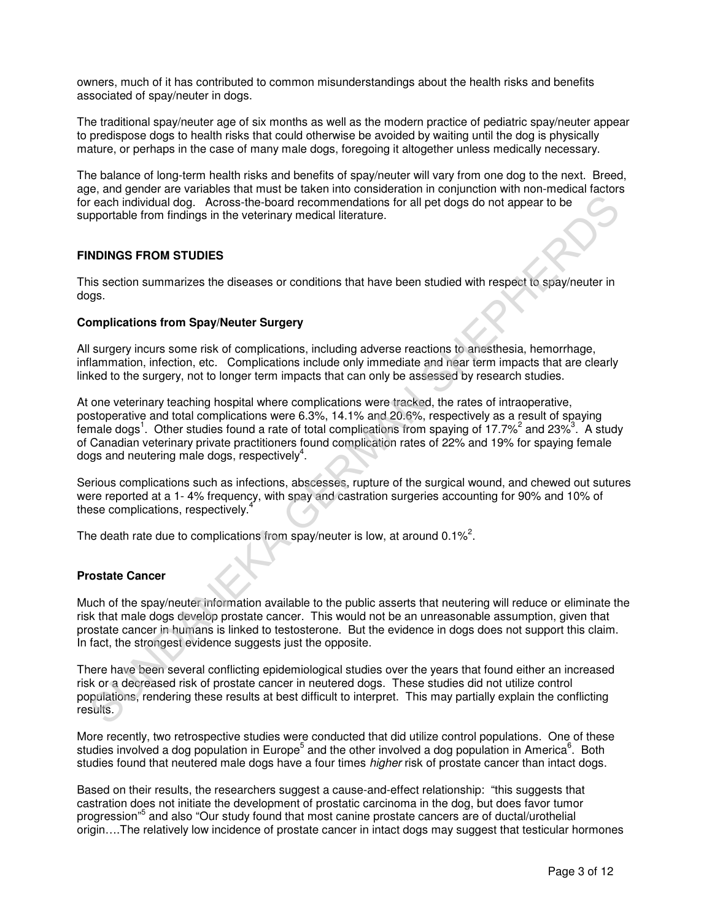owners, much of it has contributed to common misunderstandings about the health risks and benefits associated of spay/neuter in dogs.

The traditional spay/neuter age of six months as well as the modern practice of pediatric spay/neuter appear to predispose dogs to health risks that could otherwise be avoided by waiting until the dog is physically mature, or perhaps in the case of many male dogs, foregoing it altogether unless medically necessary.

The balance of long-term health risks and benefits of spay/neuter will vary from one dog to the next. Breed, age, and gender are variables that must be taken into consideration in conjunction with non-medical factors for each individual dog. Across-the-board recommendations for all pet dogs do not appear to be supportable from findings in the veterinary medical literature.

## FINDINGS FROM STUDIES

This section summarizes the diseases or conditions that have been studied with respect to spay/neuter in dogs.

### Complications from Spay/Neuter Surgery

All surgery incurs some risk of complications, including adverse reactions to anesthesia, hemorrhage, inflammation, infection, etc. Complications include only immediate and near term impacts that are clearly linked to the surgery, not to longer term impacts that can only be assessed by research studies.

At one veterinary teaching hospital where complications were tracked, the rates of intraoperative, postoperative and total complications were 6.3%, 14.1% and 20.6%, respectively as a result of spaying female dogs[1]. Other studies found a rate of total complications from spaying of 17.7%[2] and 23%[3]. A study of Canadian veterinary private practitioners found complication rates of 22% and 19% for spaying female dogs and neutering male dogs, respectively[4].

Serious complications such as infections, abscesses, rupture of the surgical wound, and chewed out sutures were reported at a 1- 4% frequency, with spay and castration surgeries accounting for 90% and 10% of these complications, respectively.[4]

The death rate due to complications from spay/neuter is low, at around 0.1%[2].

### Prostate Cancer

Much of the spay/neuter information available to the public asserts that neutering will reduce or eliminate the risk that male dogs develop prostate cancer. This would not be an unreasonable assumption, given that prostate cancer in humans is linked to testosterone. But the evidence in dogs does not support this claim. In fact, the strongest evidence suggests just the opposite.

There have been several conflicting epidemiological studies over the years that found either an increased risk or a decreased risk of prostate cancer in neutered dogs. These studies did not utilize control populations, rendering these results at best difficult to interpret. This may partially explain the conflicting results.

More recently, two retrospective studies were conducted that did utilize control populations. One of these studies involved a dog population in Europe[5] and the other involved a dog population in America[6]. Both studies found that neutered male dogs have a four times *higher* risk of prostate cancer than intact dogs.

Based on their results, the researchers suggest a cause-and-effect relationship: "this suggests that castration does not initiate the development of prostatic carcinoma in the dog, but does favor tumor progression"[5] and also "Our study found that most canine prostate cancers are of ductal/urothelial origin….The relatively low incidence of prostate cancer in intact dogs may suggest that testicular hormones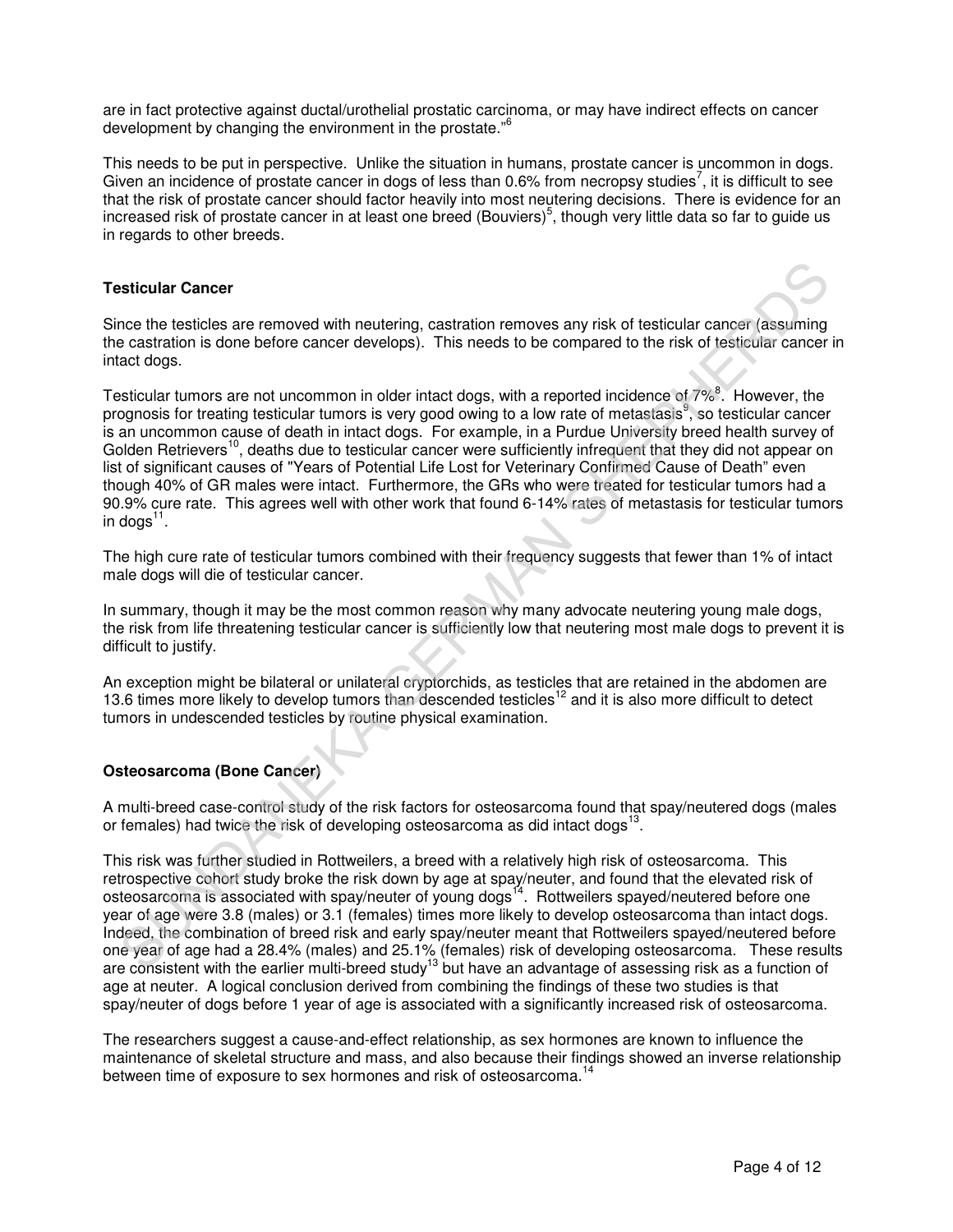are in fact protective against ductal/urothelial prostatic carcinoma, or may have indirect effects on cancer development by changing the environment in the prostate."[6]

This needs to be put in perspective. Unlike the situation in humans, prostate cancer is uncommon in dogs. Given an incidence of prostate cancer in dogs of less than 0.6% from necropsy studies[7], it is difficult to see that the risk of prostate cancer should factor heavily into most neutering decisions. There is evidence for an increased risk of prostate cancer in at least one breed (Bouviers)[5], though very little data so far to guide us in regards to other breeds.

**Testicular Cancer**

Since the testicles are removed with neutering, castration removes any risk of testicular cancer (assuming the castration is done before cancer develops). This needs to be compared to the risk of testicular cancer in intact dogs.

Testicular tumors are not uncommon in older intact dogs, with a reported incidence of 7%[8]. However, the prognosis for treating testicular tumors is very good owing to a low rate of metastasis[9], so testicular cancer is an uncommon cause of death in intact dogs. For example, in a Purdue University breed health survey of Golden Retrievers[10], deaths due to testicular cancer were sufficiently infrequent that they did not appear on list of significant causes of "Years of Potential Life Lost for Veterinary Confirmed Cause of Death" even though 40% of GR males were intact. Furthermore, the GRs who were treated for testicular tumors had a 90.9% cure rate. This agrees well with other work that found 6-14% rates of metastasis for testicular tumors in dogs[11].

The high cure rate of testicular tumors combined with their frequency suggests that fewer than 1% of intact male dogs will die of testicular cancer.

In summary, though it may be the most common reason why many advocate neutering young male dogs, the risk from life threatening testicular cancer is sufficiently low that neutering most male dogs to prevent it is difficult to justify.

An exception might be bilateral or unilateral cryptorchids, as testicles that are retained in the abdomen are 13.6 times more likely to develop tumors than descended testicles[12] and it is also more difficult to detect tumors in undescended testicles by routine physical examination.

**Osteosarcoma (Bone Cancer)**

A multi-breed case-control study of the risk factors for osteosarcoma found that spay/neutered dogs (males or females) had twice the risk of developing osteosarcoma as did intact dogs[13].

This risk was further studied in Rottweilers, a breed with a relatively high risk of osteosarcoma. This retrospective cohort study broke the risk down by age at spay/neuter, and found that the elevated risk of osteosarcoma is associated with spay/neuter of young dogs[14]. Rottweilers spayed/neutered before one year of age were 3.8 (males) or 3.1 (females) times more likely to develop osteosarcoma than intact dogs. Indeed, the combination of breed risk and early spay/neuter meant that Rottweilers spayed/neutered before one year of age had a 28.4% (males) and 25.1% (females) risk of developing osteosarcoma. These results are consistent with the earlier multi-breed study[13] but have an advantage of assessing risk as a function of age at neuter. A logical conclusion derived from combining the findings of these two studies is that spay/neuter of dogs before 1 year of age is associated with a significantly increased risk of osteosarcoma.

The researchers suggest a cause-and-effect relationship, as sex hormones are known to influence the maintenance of skeletal structure and mass, and also because their findings showed an inverse relationship between time of exposure to sex hormones and risk of osteosarcoma.[14]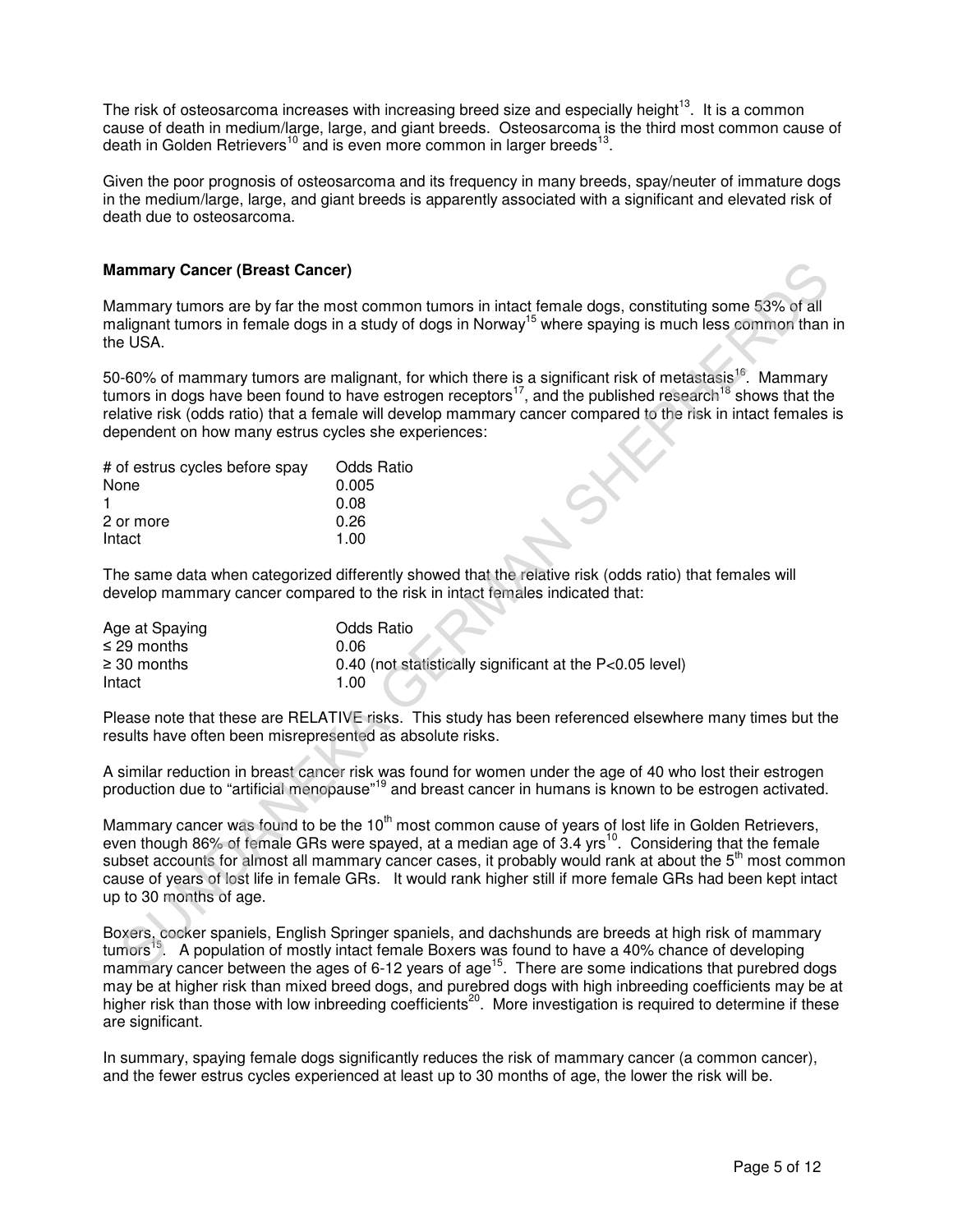The risk of osteosarcoma increases with increasing breed size and especially height[13]. It is a common cause of death in medium/large, large, and giant breeds. Osteosarcoma is the third most common cause of death in Golden Retrievers[10] and is even more common in larger breeds[13].

Given the poor prognosis of osteosarcoma and its frequency in many breeds, spay/neuter of immature dogs in the medium/large, large, and giant breeds is apparently associated with a significant and elevated risk of death due to osteosarcoma.

**Mammary Cancer (Breast Cancer)**

Mammary tumors are by far the most common tumors in intact female dogs, constituting some 53% of all malignant tumors in female dogs in a study of dogs in Norway[15] where spaying is much less common than in the USA.

50-60% of mammary tumors are malignant, for which there is a significant risk of metastasis[16]. Mammary tumors in dogs have been found to have estrogen receptors[17], and the published research[18] shows that the relative risk (odds ratio) that a female will develop mammary cancer compared to the risk in intact females is dependent on how many estrus cycles she experiences:

| # of estrus cycles before spay | Odds Ratio |
|---|---|
| None | 0.005 |
| 1 | 0.08 |
| 2 or more | 0.26 |
| Intact | 1.00 |

The same data when categorized differently showed that the relative risk (odds ratio) that females will develop mammary cancer compared to the risk in intact females indicated that:

| Age at Spaying | Odds Ratio |
|---|---|
| ≤ 29 months | 0.06 |
| ≥ 30 months | 0.40 (not statistically significant at the P<0.05 level) |
| Intact | 1.00 |

Please note that these are RELATIVE risks. This study has been referenced elsewhere many times but the results have often been misrepresented as absolute risks.

A similar reduction in breast cancer risk was found for women under the age of 40 who lost their estrogen production due to "artificial menopause"[19] and breast cancer in humans is known to be estrogen activated.

Mammary cancer was found to be the 10th most common cause of years of lost life in Golden Retrievers, even though 86% of female GRs were spayed, at a median age of 3.4 yrs[10]. Considering that the female subset accounts for almost all mammary cancer cases, it probably would rank at about the 5th most common cause of years of lost life in female GRs. It would rank higher still if more female GRs had been kept intact up to 30 months of age.

Boxers, cocker spaniels, English Springer spaniels, and dachshunds are breeds at high risk of mammary tumors[15]. A population of mostly intact female Boxers was found to have a 40% chance of developing mammary cancer between the ages of 6-12 years of age[15]. There are some indications that purebred dogs may be at higher risk than mixed breed dogs, and purebred dogs with high inbreeding coefficients may be at higher risk than those with low inbreeding coefficients[20]. More investigation is required to determine if these are significant.

In summary, spaying female dogs significantly reduces the risk of mammary cancer (a common cancer), and the fewer estrus cycles experienced at least up to 30 months of age, the lower the risk will be.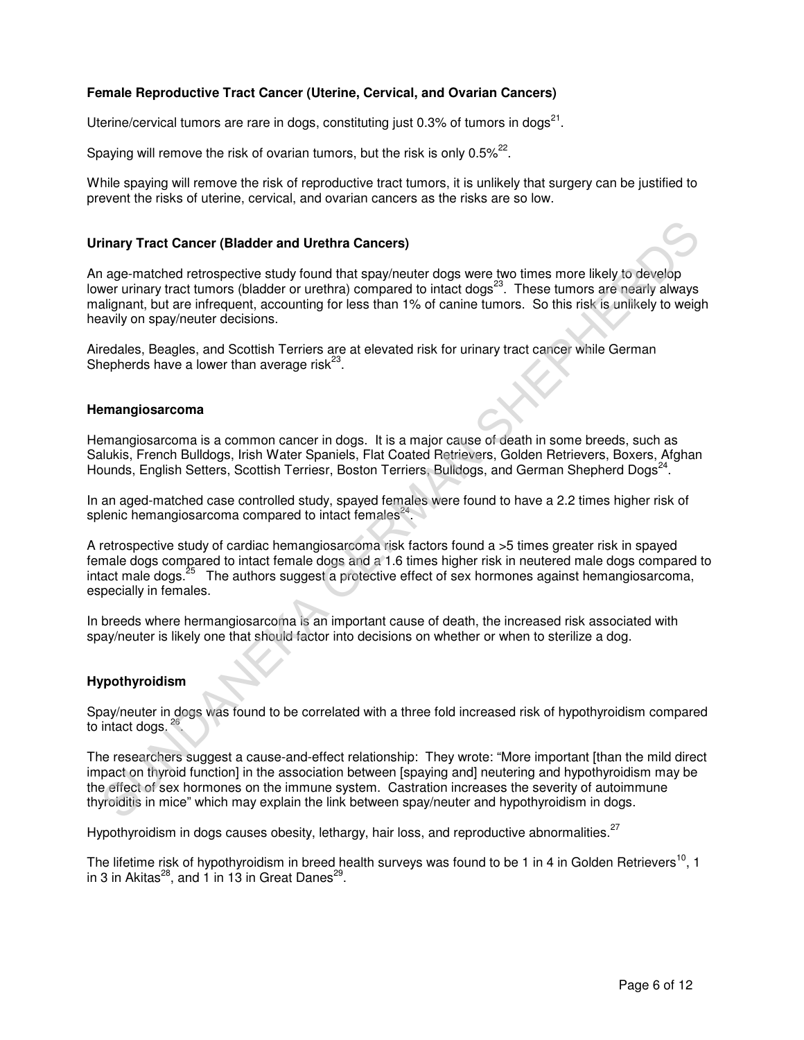### Female Reproductive Tract Cancer (Uterine, Cervical, and Ovarian Cancers)

Uterine/cervical tumors are rare in dogs, constituting just 0.3% of tumors in dogs[21].

Spaying will remove the risk of ovarian tumors, but the risk is only 0.5%[22].

While spaying will remove the risk of reproductive tract tumors, it is unlikely that surgery can be justified to prevent the risks of uterine, cervical, and ovarian cancers as the risks are so low.

### Urinary Tract Cancer (Bladder and Urethra Cancers)

An age-matched retrospective study found that spay/neuter dogs were two times more likely to develop lower urinary tract tumors (bladder or urethra) compared to intact dogs[23]. These tumors are nearly always malignant, but are infrequent, accounting for less than 1% of canine tumors. So this risk is unlikely to weigh heavily on spay/neuter decisions.

Airedales, Beagles, and Scottish Terriers are at elevated risk for urinary tract cancer while German Shepherds have a lower than average risk[23].

### Hemangiosarcoma

Hemangiosarcoma is a common cancer in dogs. It is a major cause of death in some breeds, such as Salukis, French Bulldogs, Irish Water Spaniels, Flat Coated Retrievers, Golden Retrievers, Boxers, Afghan Hounds, English Setters, Scottish Terriesr, Boston Terriers, Bulldogs, and German Shepherd Dogs[24].

In an aged-matched case controlled study, spayed females were found to have a 2.2 times higher risk of splenic hemangiosarcoma compared to intact females[24].

A retrospective study of cardiac hemangiosarcoma risk factors found a >5 times greater risk in spayed female dogs compared to intact female dogs and a 1.6 times higher risk in neutered male dogs compared to intact male dogs.[25] The authors suggest a protective effect of sex hormones against hemangiosarcoma, especially in females.

In breeds where hermangiosarcoma is an important cause of death, the increased risk associated with spay/neuter is likely one that should factor into decisions on whether or when to sterilize a dog.

### Hypothyroidism

Spay/neuter in dogs was found to be correlated with a three fold increased risk of hypothyroidism compared to intact dogs. [26].

The researchers suggest a cause-and-effect relationship: They wrote: "More important [than the mild direct impact on thyroid function] in the association between [spaying and] neutering and hypothyroidism may be the effect of sex hormones on the immune system. Castration increases the severity of autoimmune thyroiditis in mice" which may explain the link between spay/neuter and hypothyroidism in dogs.

Hypothyroidism in dogs causes obesity, lethargy, hair loss, and reproductive abnormalities.[27]

The lifetime risk of hypothyroidism in breed health surveys was found to be 1 in 4 in Golden Retrievers[10], 1 in 3 in Akitas[28], and 1 in 13 in Great Danes[29].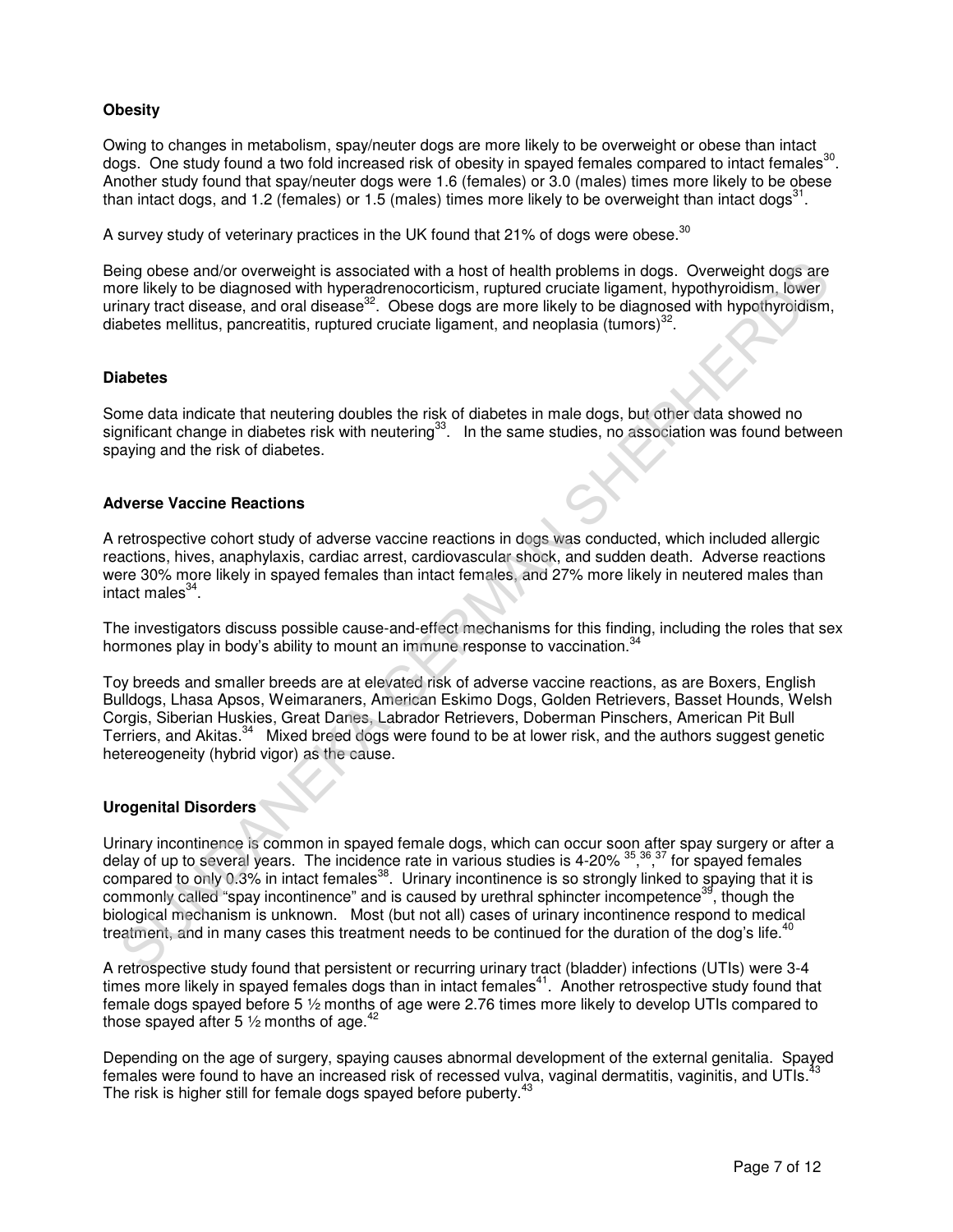**Obesity**

Owing to changes in metabolism, spay/neuter dogs are more likely to be overweight or obese than intact dogs. One study found a two fold increased risk of obesity in spayed females compared to intact females[30]. Another study found that spay/neuter dogs were 1.6 (females) or 3.0 (males) times more likely to be obese than intact dogs, and 1.2 (females) or 1.5 (males) times more likely to be overweight than intact dogs[31].

A survey study of veterinary practices in the UK found that 21% of dogs were obese.[30]

Being obese and/or overweight is associated with a host of health problems in dogs. Overweight dogs are more likely to be diagnosed with hyperadrenocorticism, ruptured cruciate ligament, hypothyroidism, lower urinary tract disease, and oral disease[32]. Obese dogs are more likely to be diagnosed with hypothyroidism, diabetes mellitus, pancreatitis, ruptured cruciate ligament, and neoplasia (tumors)[32].

**Diabetes**

Some data indicate that neutering doubles the risk of diabetes in male dogs, but other data showed no significant change in diabetes risk with neutering[33]. In the same studies, no association was found between spaying and the risk of diabetes.

**Adverse Vaccine Reactions**

A retrospective cohort study of adverse vaccine reactions in dogs was conducted, which included allergic reactions, hives, anaphylaxis, cardiac arrest, cardiovascular shock, and sudden death. Adverse reactions were 30% more likely in spayed females than intact females, and 27% more likely in neutered males than intact males[34].

The investigators discuss possible cause-and-effect mechanisms for this finding, including the roles that sex hormones play in body's ability to mount an immune response to vaccination.[34]

Toy breeds and smaller breeds are at elevated risk of adverse vaccine reactions, as are Boxers, English Bulldogs, Lhasa Apsos, Weimaraners, American Eskimo Dogs, Golden Retrievers, Basset Hounds, Welsh Corgis, Siberian Huskies, Great Danes, Labrador Retrievers, Doberman Pinschers, American Pit Bull Terriers, and Akitas.[34] Mixed breed dogs were found to be at lower risk, and the authors suggest genetic hetereogeneity (hybrid vigor) as the cause.

**Urogenital Disorders**

Urinary incontinence is common in spayed female dogs, which can occur soon after spay surgery or after a delay of up to several years. The incidence rate in various studies is 4-20% [35,36,37] for spayed females compared to only 0.3% in intact females[38]. Urinary incontinence is so strongly linked to spaying that it is commonly called "spay incontinence" and is caused by urethral sphincter incompetence[39], though the biological mechanism is unknown. Most (but not all) cases of urinary incontinence respond to medical treatment, and in many cases this treatment needs to be continued for the duration of the dog's life.[40]

A retrospective study found that persistent or recurring urinary tract (bladder) infections (UTIs) were 3-4 times more likely in spayed females dogs than in intact females[41]. Another retrospective study found that female dogs spayed before 5 ½ months of age were 2.76 times more likely to develop UTIs compared to those spayed after 5 ½ months of age.[42]

Depending on the age of surgery, spaying causes abnormal development of the external genitalia. Spayed females were found to have an increased risk of recessed vulva, vaginal dermatitis, vaginitis, and UTIs.[43] The risk is higher still for female dogs spayed before puberty.[43]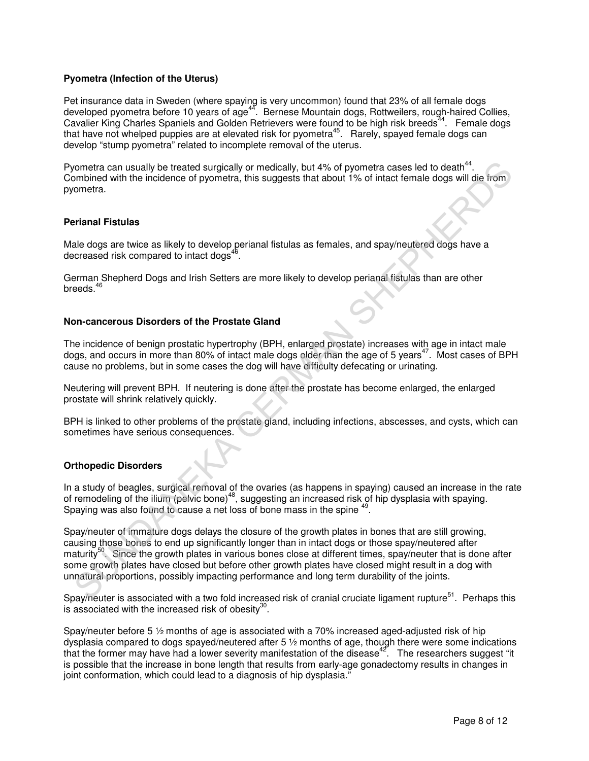### Pyometra (Infection of the Uterus)

Pet insurance data in Sweden (where spaying is very uncommon) found that 23% of all female dogs developed pyometra before 10 years of age[44]. Bernese Mountain dogs, Rottweilers, rough-haired Collies, Cavalier King Charles Spaniels and Golden Retrievers were found to be high risk breeds[44]. Female dogs that have not whelped puppies are at elevated risk for pyometra[45]. Rarely, spayed female dogs can develop "stump pyometra" related to incomplete removal of the uterus.

Pyometra can usually be treated surgically or medically, but 4% of pyometra cases led to death[44]. Combined with the incidence of pyometra, this suggests that about 1% of intact female dogs will die from pyometra.

### Perianal Fistulas

Male dogs are twice as likely to develop perianal fistulas as females, and spay/neutered dogs have a decreased risk compared to intact dogs[46].

German Shepherd Dogs and Irish Setters are more likely to develop perianal fistulas than are other breeds.[46]

### Non-cancerous Disorders of the Prostate Gland

The incidence of benign prostatic hypertrophy (BPH, enlarged prostate) increases with age in intact male dogs, and occurs in more than 80% of intact male dogs older than the age of 5 years[47]. Most cases of BPH cause no problems, but in some cases the dog will have difficulty defecating or urinating.

Neutering will prevent BPH. If neutering is done after the prostate has become enlarged, the enlarged prostate will shrink relatively quickly.

BPH is linked to other problems of the prostate gland, including infections, abscesses, and cysts, which can sometimes have serious consequences.

### Orthopedic Disorders

In a study of beagles, surgical removal of the ovaries (as happens in spaying) caused an increase in the rate of remodeling of the ilium (pelvic bone)[48], suggesting an increased risk of hip dysplasia with spaying. Spaying was also found to cause a net loss of bone mass in the spine [49].

Spay/neuter of immature dogs delays the closure of the growth plates in bones that are still growing, causing those bones to end up significantly longer than in intact dogs or those spay/neutered after maturity[50]. Since the growth plates in various bones close at different times, spay/neuter that is done after some growth plates have closed but before other growth plates have closed might result in a dog with unnatural proportions, possibly impacting performance and long term durability of the joints.

Spay/neuter is associated with a two fold increased risk of cranial cruciate ligament rupture[51]. Perhaps this is associated with the increased risk of obesity[30].

Spay/neuter before 5 ½ months of age is associated with a 70% increased aged-adjusted risk of hip dysplasia compared to dogs spayed/neutered after 5 ½ months of age, though there were some indications that the former may have had a lower severity manifestation of the disease[42]. The researchers suggest "it is possible that the increase in bone length that results from early-age gonadectomy results in changes in joint conformation, which could lead to a diagnosis of hip dysplasia."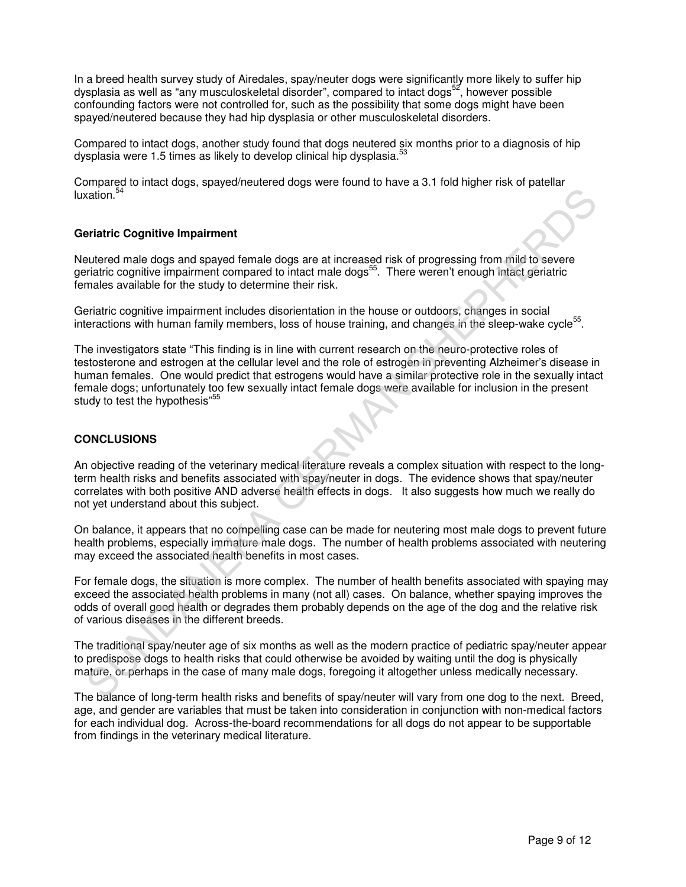In a breed health survey study of Airedales, spay/neuter dogs were significantly more likely to suffer hip dysplasia as well as "any musculoskeletal disorder", compared to intact dogs[52], however possible confounding factors were not controlled for, such as the possibility that some dogs might have been spayed/neutered because they had hip dysplasia or other musculoskeletal disorders.

Compared to intact dogs, another study found that dogs neutered six months prior to a diagnosis of hip dysplasia were 1.5 times as likely to develop clinical hip dysplasia.[53]

Compared to intact dogs, spayed/neutered dogs were found to have a 3.1 fold higher risk of patellar luxation.[54]

**Geriatric Cognitive Impairment**

Neutered male dogs and spayed female dogs are at increased risk of progressing from mild to severe geriatric cognitive impairment compared to intact male dogs[55]. There weren't enough intact geriatric females available for the study to determine their risk.

Geriatric cognitive impairment includes disorientation in the house or outdoors, changes in social interactions with human family members, loss of house training, and changes in the sleep-wake cycle[55].

The investigators state "This finding is in line with current research on the neuro-protective roles of testosterone and estrogen at the cellular level and the role of estrogen in preventing Alzheimer's disease in human females. One would predict that estrogens would have a similar protective role in the sexually intact female dogs; unfortunately too few sexually intact female dogs were available for inclusion in the present study to test the hypothesis"[55]

## CONCLUSIONS

An objective reading of the veterinary medical literature reveals a complex situation with respect to the long-term health risks and benefits associated with spay/neuter in dogs. The evidence shows that spay/neuter correlates with both positive AND adverse health effects in dogs. It also suggests how much we really do not yet understand about this subject.

On balance, it appears that no compelling case can be made for neutering most male dogs to prevent future health problems, especially immature male dogs. The number of health problems associated with neutering may exceed the associated health benefits in most cases.

For female dogs, the situation is more complex. The number of health benefits associated with spaying may exceed the associated health problems in many (not all) cases. On balance, whether spaying improves the odds of overall good health or degrades them probably depends on the age of the dog and the relative risk of various diseases in the different breeds.

The traditional spay/neuter age of six months as well as the modern practice of pediatric spay/neuter appear to predispose dogs to health risks that could otherwise be avoided by waiting until the dog is physically mature, or perhaps in the case of many male dogs, foregoing it altogether unless medically necessary.

The balance of long-term health risks and benefits of spay/neuter will vary from one dog to the next. Breed, age, and gender are variables that must be taken into consideration in conjunction with non-medical factors for each individual dog. Across-the-board recommendations for all dogs do not appear to be supportable from findings in the veterinary medical literature.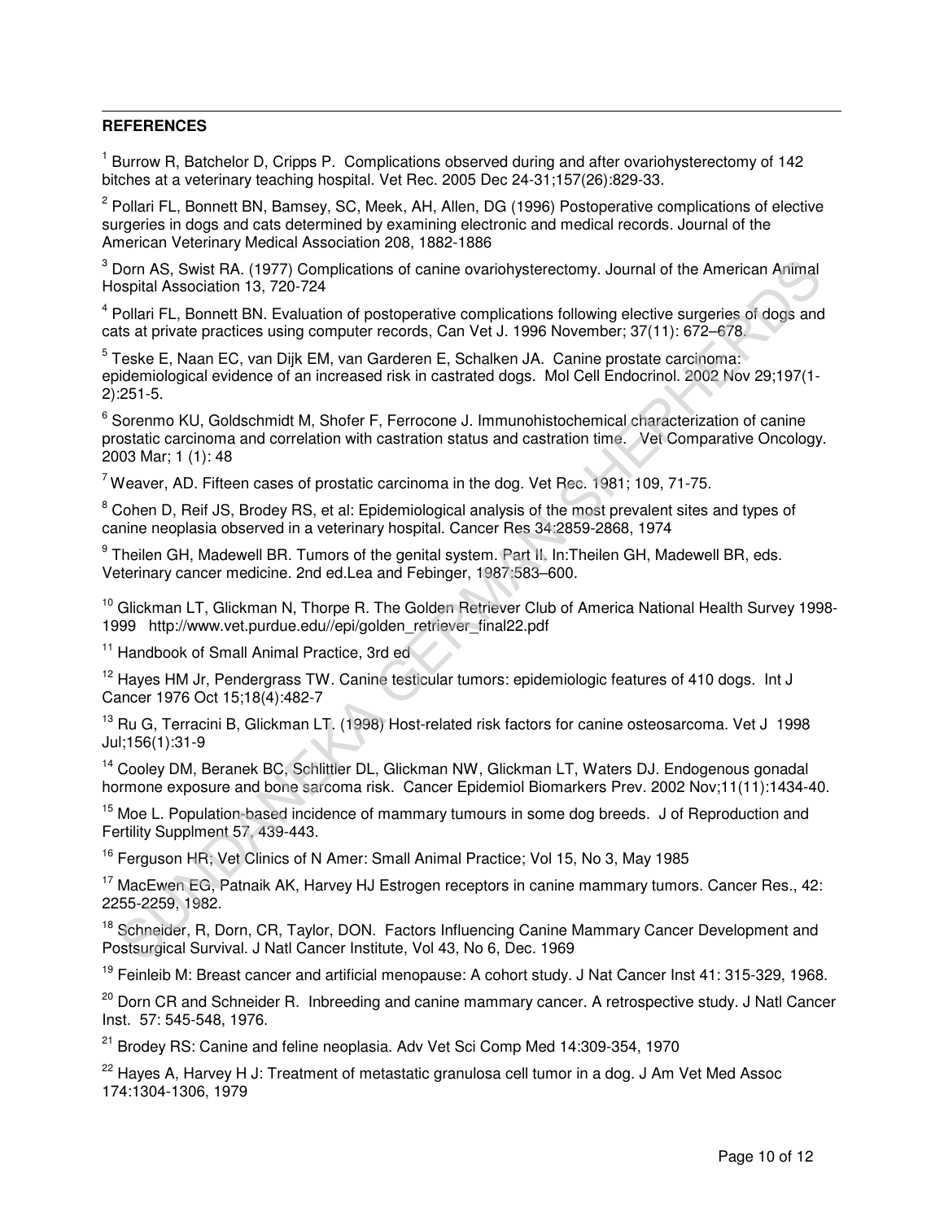**REFERENCES**

[1] Burrow R, Batchelor D, Cripps P. Complications observed during and after ovariohysterectomy of 142 bitches at a veterinary teaching hospital. Vet Rec. 2005 Dec 24-31;157(26):829-33.

[2] Pollari FL, Bonnett BN, Bamsey, SC, Meek, AH, Allen, DG (1996) Postoperative complications of elective surgeries in dogs and cats determined by examining electronic and medical records. Journal of the American Veterinary Medical Association 208, 1882-1886

[3] Dorn AS, Swist RA. (1977) Complications of canine ovariohysterectomy. Journal of the American Animal Hospital Association 13, 720-724

[4] Pollari FL, Bonnett BN. Evaluation of postoperative complications following elective surgeries of dogs and cats at private practices using computer records, Can Vet J. 1996 November; 37(11): 672–678.

[5] Teske E, Naan EC, van Dijk EM, van Garderen E, Schalken JA. Canine prostate carcinoma: epidemiological evidence of an increased risk in castrated dogs. Mol Cell Endocrinol. 2002 Nov 29;197(1-2):251-5.

[6] Sorenmo KU, Goldschmidt M, Shofer F, Ferrocone J. Immunohistochemical characterization of canine prostatic carcinoma and correlation with castration status and castration time. Vet Comparative Oncology. 2003 Mar; 1 (1): 48

[7] Weaver, AD. Fifteen cases of prostatic carcinoma in the dog. Vet Rec. 1981; 109, 71-75.

[8] Cohen D, Reif JS, Brodey RS, et al: Epidemiological analysis of the most prevalent sites and types of canine neoplasia observed in a veterinary hospital. Cancer Res 34:2859-2868, 1974

[9] Theilen GH, Madewell BR. Tumors of the genital system. Part II. In:Theilen GH, Madewell BR, eds. Veterinary cancer medicine. 2nd ed.Lea and Febinger, 1987:583–600.

[10] Glickman LT, Glickman N, Thorpe R. The Golden Retriever Club of America National Health Survey 1998-1999 http://www.vet.purdue.edu//epi/golden_retriever_final22.pdf

[11] Handbook of Small Animal Practice, 3rd ed

[12] Hayes HM Jr, Pendergrass TW. Canine testicular tumors: epidemiologic features of 410 dogs. Int J Cancer 1976 Oct 15;18(4):482-7

[13] Ru G, Terracini B, Glickman LT. (1998) Host-related risk factors for canine osteosarcoma. Vet J 1998 Jul;156(1):31-9

[14] Cooley DM, Beranek BC, Schlittler DL, Glickman NW, Glickman LT, Waters DJ. Endogenous gonadal hormone exposure and bone sarcoma risk. Cancer Epidemiol Biomarkers Prev. 2002 Nov;11(11):1434-40.

[15] Moe L. Population-based incidence of mammary tumours in some dog breeds. J of Reproduction and Fertility Supplment 57, 439-443.

[16] Ferguson HR; Vet Clinics of N Amer: Small Animal Practice; Vol 15, No 3, May 1985

[17] MacEwen EG, Patnaik AK, Harvey HJ Estrogen receptors in canine mammary tumors. Cancer Res., 42: 2255-2259, 1982.

[18] Schneider, R, Dorn, CR, Taylor, DON. Factors Influencing Canine Mammary Cancer Development and Postsurgical Survival. J Natl Cancer Institute, Vol 43, No 6, Dec. 1969

[19] Feinleib M: Breast cancer and artificial menopause: A cohort study. J Nat Cancer Inst 41: 315-329, 1968.

[20] Dorn CR and Schneider R. Inbreeding and canine mammary cancer. A retrospective study. J Natl Cancer Inst. 57: 545-548, 1976.

[21] Brodey RS: Canine and feline neoplasia. Adv Vet Sci Comp Med 14:309-354, 1970

[22] Hayes A, Harvey H J: Treatment of metastatic granulosa cell tumor in a dog. J Am Vet Med Assoc 174:1304-1306, 1979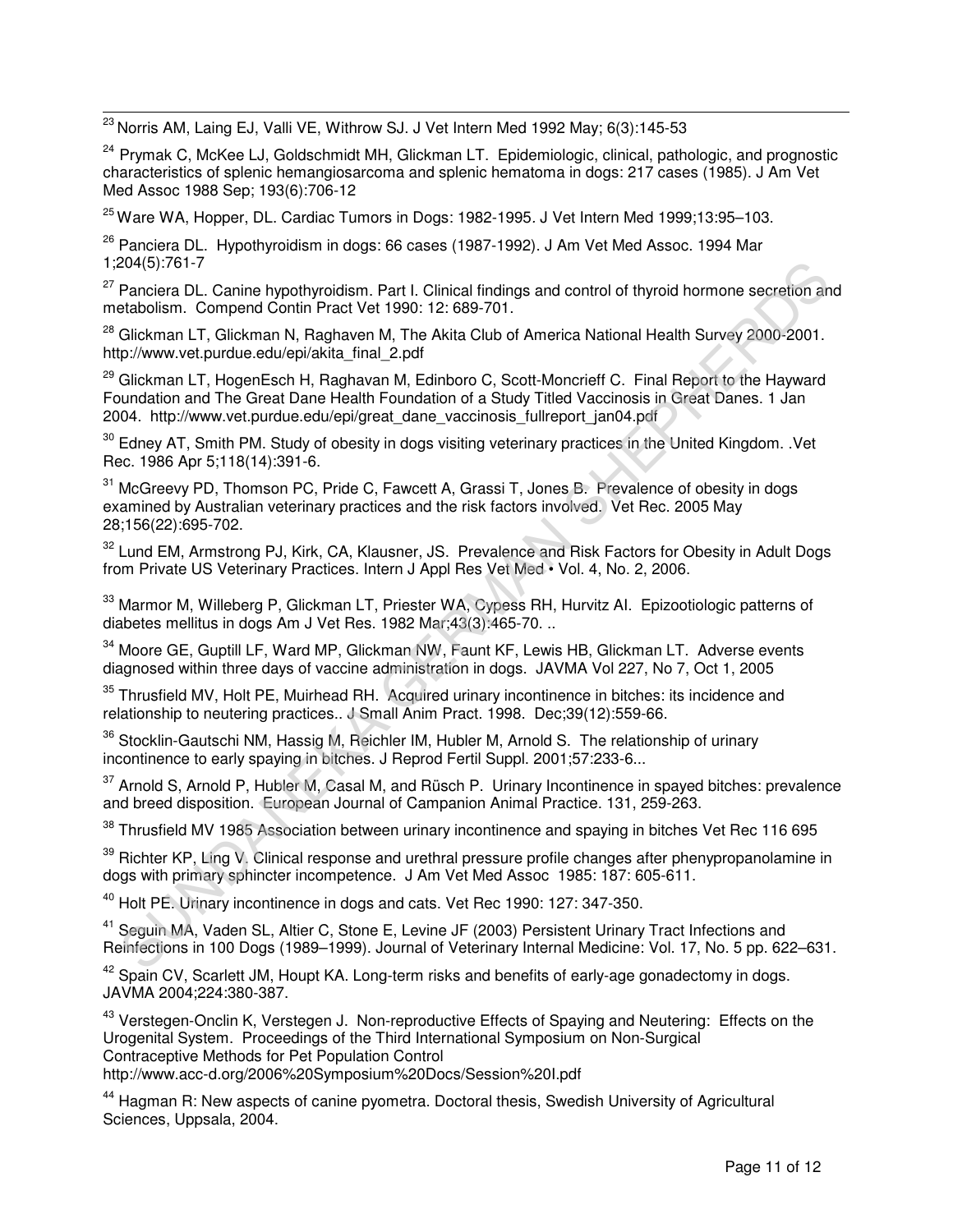[23] Norris AM, Laing EJ, Valli VE, Withrow SJ. J Vet Intern Med 1992 May; 6(3):145-53

[24] Prymak C, McKee LJ, Goldschmidt MH, Glickman LT. Epidemiologic, clinical, pathologic, and prognostic characteristics of splenic hemangiosarcoma and splenic hematoma in dogs: 217 cases (1985). J Am Vet Med Assoc 1988 Sep; 193(6):706-12

[25] Ware WA, Hopper, DL. Cardiac Tumors in Dogs: 1982-1995. J Vet Intern Med 1999;13:95–103.

[26] Panciera DL. Hypothyroidism in dogs: 66 cases (1987-1992). J Am Vet Med Assoc. 1994 Mar 1;204(5):761-7

[27] Panciera DL. Canine hypothyroidism. Part I. Clinical findings and control of thyroid hormone secretion and metabolism. Compend Contin Pract Vet 1990: 12: 689-701.

[28] Glickman LT, Glickman N, Raghaven M, The Akita Club of America National Health Survey 2000-2001. http://www.vet.purdue.edu/epi/akita_final_2.pdf

[29] Glickman LT, HogenEsch H, Raghavan M, Edinboro C, Scott-Moncrieff C. Final Report to the Hayward Foundation and The Great Dane Health Foundation of a Study Titled Vaccinosis in Great Danes. 1 Jan 2004. http://www.vet.purdue.edu/epi/great_dane_vaccinosis_fullreport_jan04.pdf

[30] Edney AT, Smith PM. Study of obesity in dogs visiting veterinary practices in the United Kingdom. .Vet Rec. 1986 Apr 5;118(14):391-6.

[31] McGreevy PD, Thomson PC, Pride C, Fawcett A, Grassi T, Jones B. Prevalence of obesity in dogs examined by Australian veterinary practices and the risk factors involved. Vet Rec. 2005 May 28;156(22):695-702.

[32] Lund EM, Armstrong PJ, Kirk, CA, Klausner, JS. Prevalence and Risk Factors for Obesity in Adult Dogs from Private US Veterinary Practices. Intern J Appl Res Vet Med • Vol. 4, No. 2, 2006.

[33] Marmor M, Willeberg P, Glickman LT, Priester WA, Cypess RH, Hurvitz AI. Epizootiologic patterns of diabetes mellitus in dogs Am J Vet Res. 1982 Mar;43(3):465-70. ..

[34] Moore GE, Guptill LF, Ward MP, Glickman NW, Faunt KF, Lewis HB, Glickman LT. Adverse events diagnosed within three days of vaccine administration in dogs. JAVMA Vol 227, No 7, Oct 1, 2005

[35] Thrusfield MV, Holt PE, Muirhead RH. Acquired urinary incontinence in bitches: its incidence and relationship to neutering practices.. J Small Anim Pract. 1998. Dec;39(12):559-66.

[36] Stocklin-Gautschi NM, Hassig M, Reichler IM, Hubler M, Arnold S. The relationship of urinary incontinence to early spaying in bitches. J Reprod Fertil Suppl. 2001;57:233-6...

[37] Arnold S, Arnold P, Hubler M, Casal M, and Rüsch P. Urinary Incontinence in spayed bitches: prevalence and breed disposition. European Journal of Campanion Animal Practice. 131, 259-263.

[38] Thrusfield MV 1985 Association between urinary incontinence and spaying in bitches Vet Rec 116 695

[39] Richter KP, Ling V. Clinical response and urethral pressure profile changes after phenypropanolamine in dogs with primary sphincter incompetence. J Am Vet Med Assoc 1985: 187: 605-611.

[40] Holt PE. Urinary incontinence in dogs and cats. Vet Rec 1990: 127: 347-350.

[41] Seguin MA, Vaden SL, Altier C, Stone E, Levine JF (2003) Persistent Urinary Tract Infections and Reinfections in 100 Dogs (1989–1999). Journal of Veterinary Internal Medicine: Vol. 17, No. 5 pp. 622–631.

[42] Spain CV, Scarlett JM, Houpt KA. Long-term risks and benefits of early-age gonadectomy in dogs. JAVMA 2004;224:380-387.

[43] Verstegen-Onclin K, Verstegen J. Non-reproductive Effects of Spaying and Neutering: Effects on the Urogenital System. Proceedings of the Third International Symposium on Non-Surgical Contraceptive Methods for Pet Population Control
http://www.acc-d.org/2006%20Symposium%20Docs/Session%20I.pdf

[44] Hagman R: New aspects of canine pyometra. Doctoral thesis, Swedish University of Agricultural Sciences, Uppsala, 2004.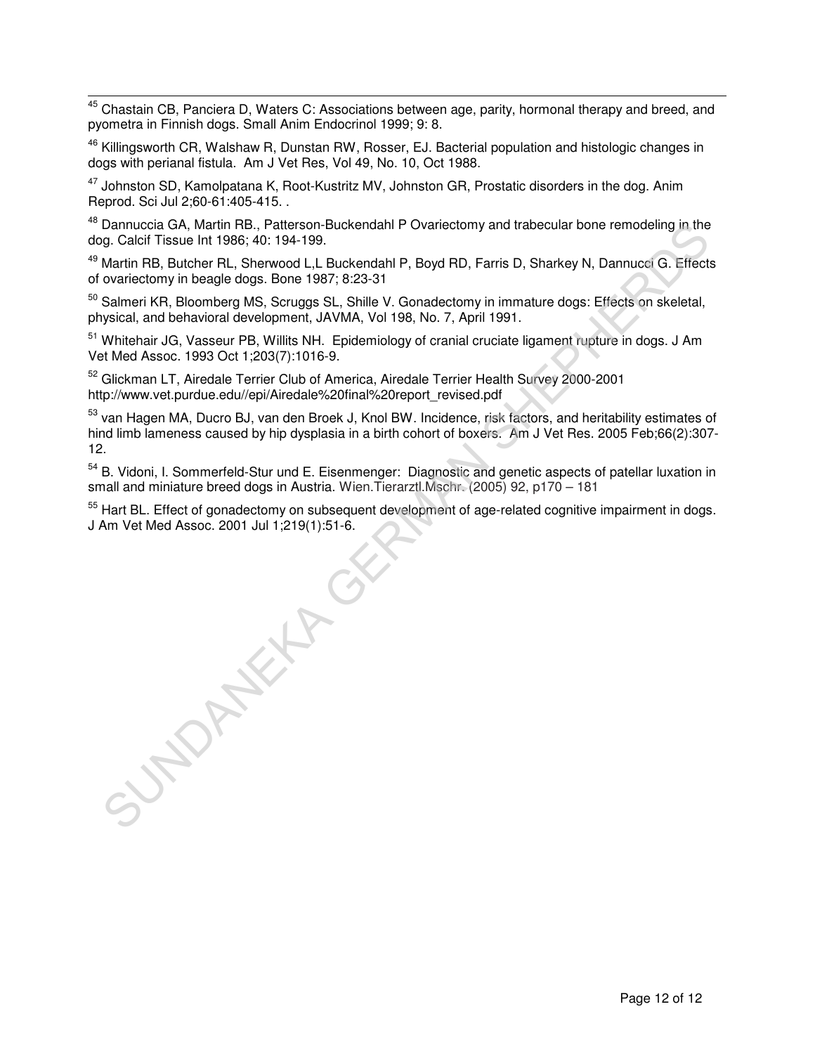[45] Chastain CB, Panciera D, Waters C: Associations between age, parity, hormonal therapy and breed, and pyometra in Finnish dogs. Small Anim Endocrinol 1999; 9: 8.

[46] Killingsworth CR, Walshaw R, Dunstan RW, Rosser, EJ. Bacterial population and histologic changes in dogs with perianal fistula. Am J Vet Res, Vol 49, No. 10, Oct 1988.

[47] Johnston SD, Kamolpatana K, Root-Kustritz MV, Johnston GR, Prostatic disorders in the dog. Anim Reprod. Sci Jul 2;60-61:405-415. .

[48] Dannuccia GA, Martin RB., Patterson-Buckendahl P Ovariectomy and trabecular bone remodeling in the dog. Calcif Tissue Int 1986; 40: 194-199.

[49] Martin RB, Butcher RL, Sherwood L,L Buckendahl P, Boyd RD, Farris D, Sharkey N, Dannucci G. Effects of ovariectomy in beagle dogs. Bone 1987; 8:23-31

[50] Salmeri KR, Bloomberg MS, Scruggs SL, Shille V. Gonadectomy in immature dogs: Effects on skeletal, physical, and behavioral development, JAVMA, Vol 198, No. 7, April 1991.

[51] Whitehair JG, Vasseur PB, Willits NH. Epidemiology of cranial cruciate ligament rupture in dogs. J Am Vet Med Assoc. 1993 Oct 1;203(7):1016-9.

[52] Glickman LT, Airedale Terrier Club of America, Airedale Terrier Health Survey 2000-2001 http://www.vet.purdue.edu//epi/Airedale%20final%20report_revised.pdf

[53] van Hagen MA, Ducro BJ, van den Broek J, Knol BW. Incidence, risk factors, and heritability estimates of hind limb lameness caused by hip dysplasia in a birth cohort of boxers. Am J Vet Res. 2005 Feb;66(2):307-12.

[54] B. Vidoni, I. Sommerfeld-Stur und E. Eisenmenger: Diagnostic and genetic aspects of patellar luxation in small and miniature breed dogs in Austria. Wien.Tierarztl.Mschr. (2005) 92, p170 – 181

[55] Hart BL. Effect of gonadectomy on subsequent development of age-related cognitive impairment in dogs. J Am Vet Med Assoc. 2001 Jul 1;219(1):51-6.